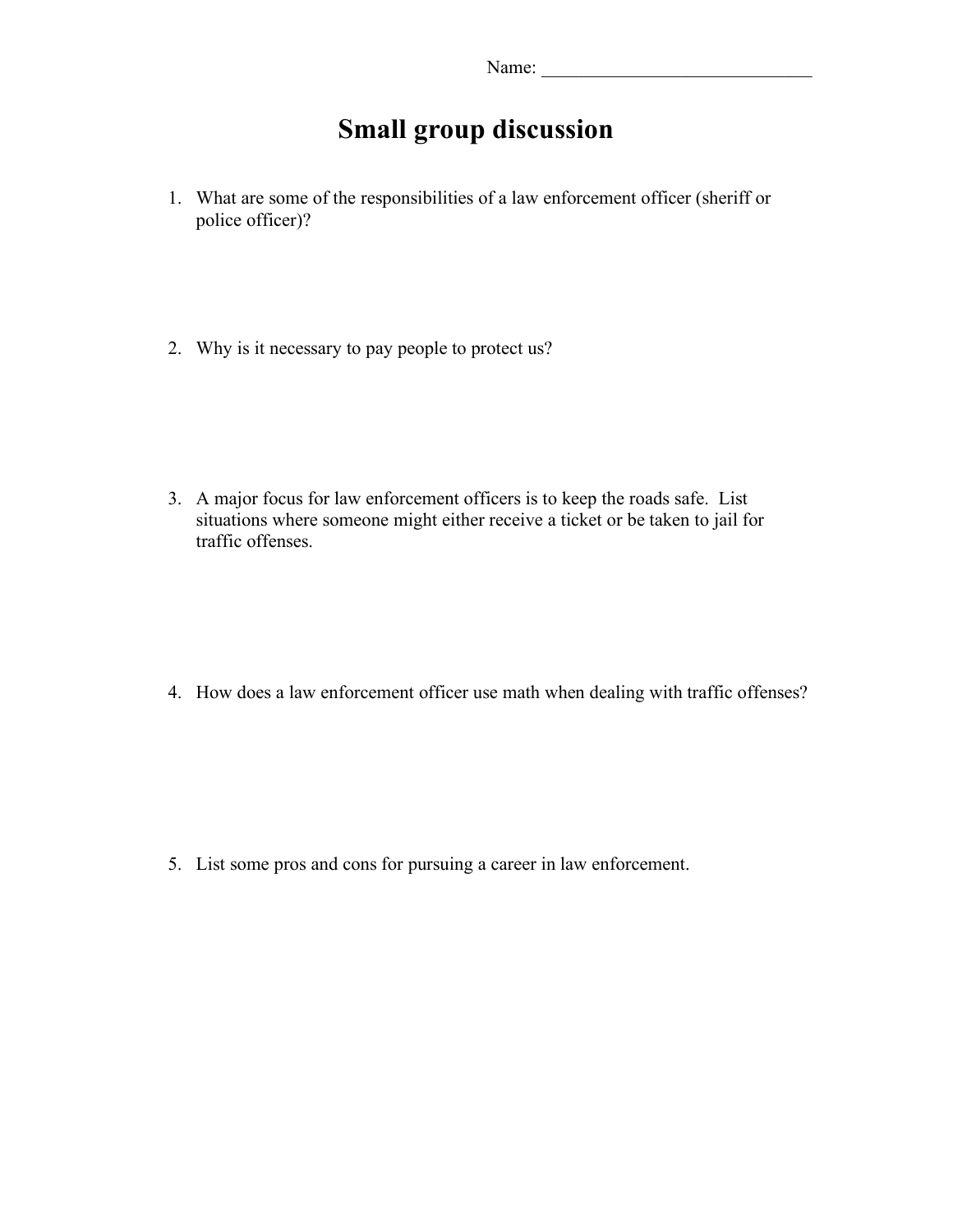Name: ______________________________

# Small group discussion

1. What are some of the responsibilities of a law enforcement officer (sheriff or police officer)?

2. Why is it necessary to pay people to protect us?

3. A major focus for law enforcement officers is to keep the roads safe. List situations where someone might either receive a ticket or be taken to jail for traffic offenses.

4. How does a law enforcement officer use math when dealing with traffic offenses?

5. List some pros and cons for pursuing a career in law enforcement.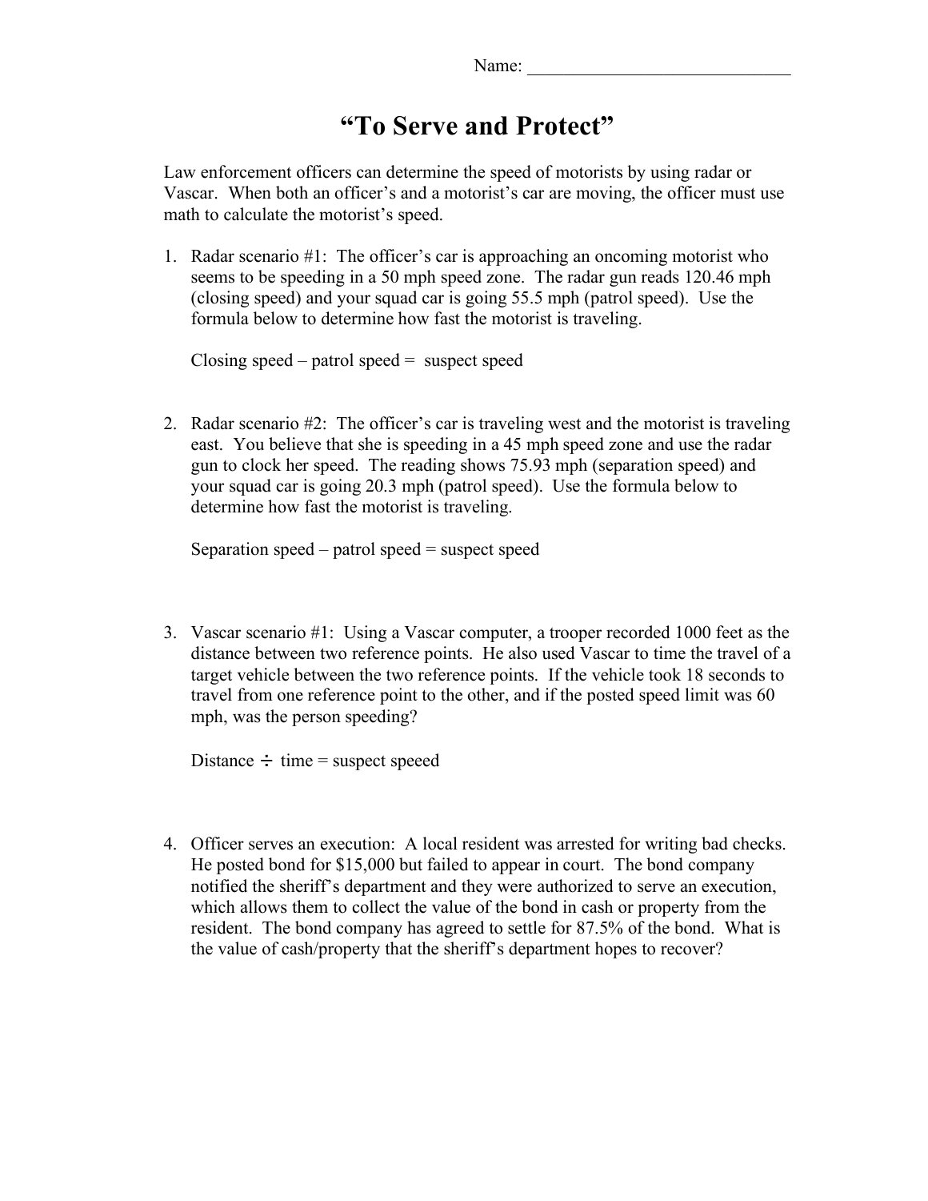Name: ____________________________

# “To Serve and Protect”

Law enforcement officers can determine the speed of motorists by using radar or Vascar. When both an officer’s and a motorist’s car are moving, the officer must use math to calculate the motorist’s speed.

1. Radar scenario #1: The officer’s car is approaching an oncoming motorist who seems to be speeding in a 50 mph speed zone. The radar gun reads 120.46 mph (closing speed) and your squad car is going 55.5 mph (patrol speed). Use the formula below to determine how fast the motorist is traveling.

   Closing speed – patrol speed = suspect speed

2. Radar scenario #2: The officer’s car is traveling west and the motorist is traveling east. You believe that she is speeding in a 45 mph speed zone and use the radar gun to clock her speed. The reading shows 75.93 mph (separation speed) and your squad car is going 20.3 mph (patrol speed). Use the formula below to determine how fast the motorist is traveling.

   Separation speed – patrol speed = suspect speed

3. Vascar scenario #1: Using a Vascar computer, a trooper recorded 1000 feet as the distance between two reference points. He also used Vascar to time the travel of a target vehicle between the two reference points. If the vehicle took 18 seconds to travel from one reference point to the other, and if the posted speed limit was 60 mph, was the person speeding?

   Distance $\div$ time = suspect speeed

4. Officer serves an execution: A local resident was arrested for writing bad checks. He posted bond for $15,000 but failed to appear in court. The bond company notified the sheriff’s department and they were authorized to serve an execution, which allows them to collect the value of the bond in cash or property from the resident. The bond company has agreed to settle for 87.5% of the bond. What is the value of cash/property that the sheriff’s department hopes to recover?